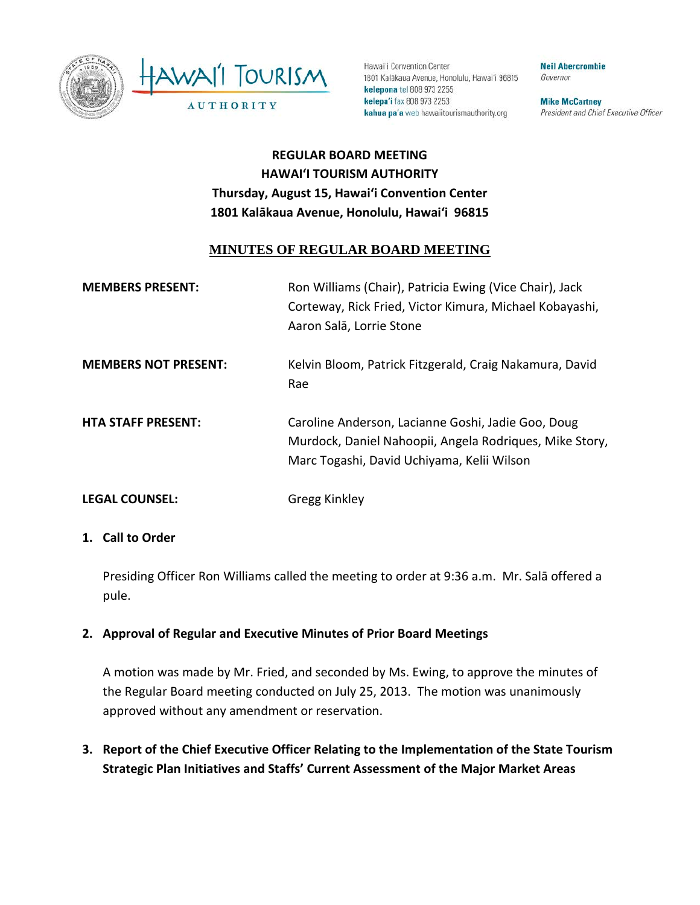Hawai'i Convention Center
1801 Kalākaua Avenue, Honolulu, Hawai'i 96815
**kelepona** tel 808 973 2255
**kelepa'i** fax 808 973 2253
**kahua pa'a** web hawaiitourismauthority.org

**Neil Abercrombie**
*Governor*

**Mike McCartney**
*President and Chief Executive Officer*

**REGULAR BOARD MEETING**
**HAWAIʻI TOURISM AUTHORITY**
**Thursday, August 15, Hawaiʻi Convention Center**
**1801 Kalākaua Avenue, Honolulu, Hawaiʻi 96815**

# MINUTES OF REGULAR BOARD MEETING

**MEMBERS PRESENT:** Ron Williams (Chair), Patricia Ewing (Vice Chair), Jack Corteway, Rick Fried, Victor Kimura, Michael Kobayashi, Aaron Salā, Lorrie Stone

**MEMBERS NOT PRESENT:** Kelvin Bloom, Patrick Fitzgerald, Craig Nakamura, David Rae

**HTA STAFF PRESENT:** Caroline Anderson, Lacianne Goshi, Jadie Goo, Doug Murdock, Daniel Nahoopii, Angela Rodriques, Mike Story, Marc Togashi, David Uchiyama, Kelii Wilson

**LEGAL COUNSEL:** Gregg Kinkley

## 1. Call to Order

Presiding Officer Ron Williams called the meeting to order at 9:36 a.m. Mr. Salā offered a pule.

## 2. Approval of Regular and Executive Minutes of Prior Board Meetings

A motion was made by Mr. Fried, and seconded by Ms. Ewing, to approve the minutes of the Regular Board meeting conducted on July 25, 2013. The motion was unanimously approved without any amendment or reservation.

## 3. Report of the Chief Executive Officer Relating to the Implementation of the State Tourism Strategic Plan Initiatives and Staffs' Current Assessment of the Major Market Areas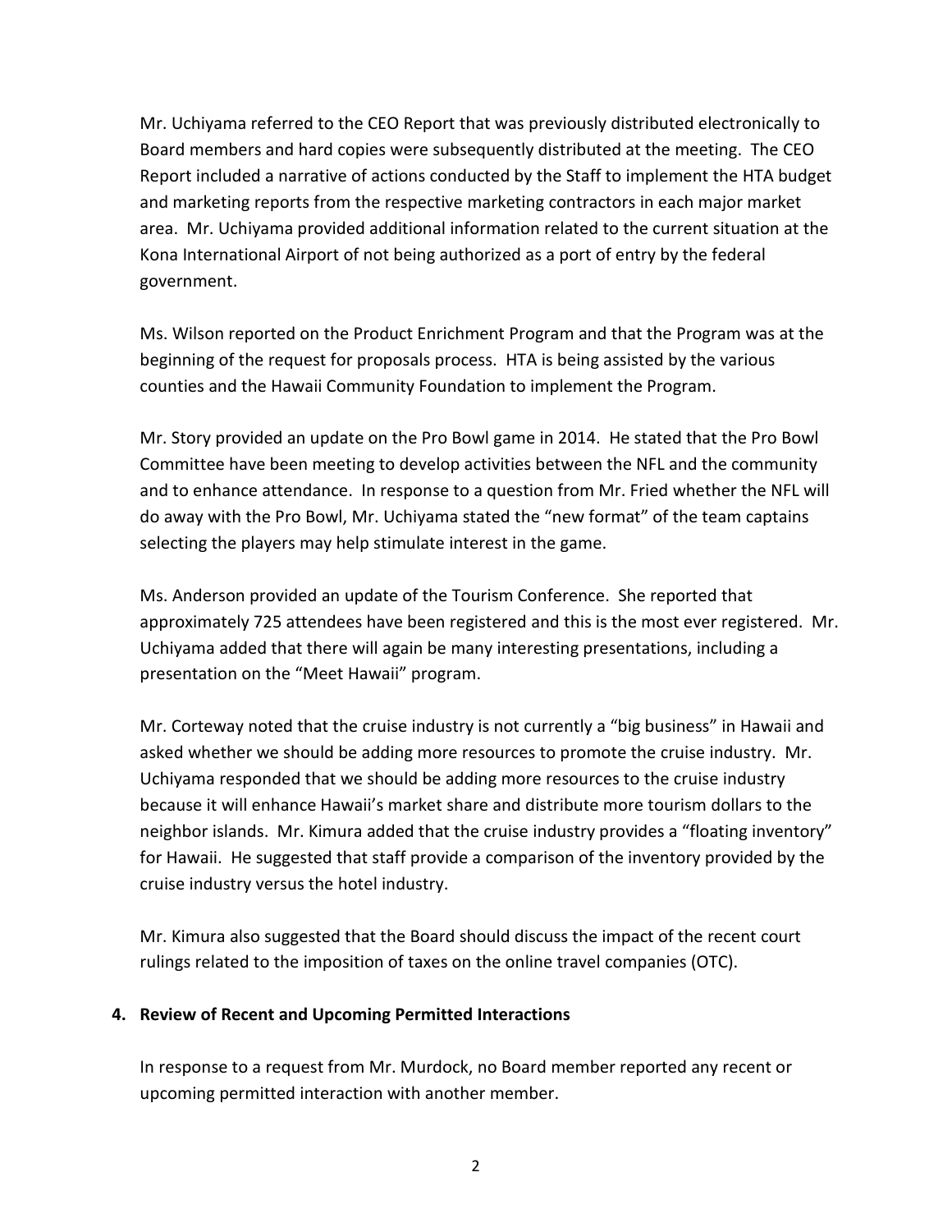Mr. Uchiyama referred to the CEO Report that was previously distributed electronically to Board members and hard copies were subsequently distributed at the meeting. The CEO Report included a narrative of actions conducted by the Staff to implement the HTA budget and marketing reports from the respective marketing contractors in each major market area. Mr. Uchiyama provided additional information related to the current situation at the Kona International Airport of not being authorized as a port of entry by the federal government.

Ms. Wilson reported on the Product Enrichment Program and that the Program was at the beginning of the request for proposals process. HTA is being assisted by the various counties and the Hawaii Community Foundation to implement the Program.

Mr. Story provided an update on the Pro Bowl game in 2014. He stated that the Pro Bowl Committee have been meeting to develop activities between the NFL and the community and to enhance attendance. In response to a question from Mr. Fried whether the NFL will do away with the Pro Bowl, Mr. Uchiyama stated the "new format" of the team captains selecting the players may help stimulate interest in the game.

Ms. Anderson provided an update of the Tourism Conference. She reported that approximately 725 attendees have been registered and this is the most ever registered. Mr. Uchiyama added that there will again be many interesting presentations, including a presentation on the "Meet Hawaii" program.

Mr. Corteway noted that the cruise industry is not currently a "big business" in Hawaii and asked whether we should be adding more resources to promote the cruise industry. Mr. Uchiyama responded that we should be adding more resources to the cruise industry because it will enhance Hawaii's market share and distribute more tourism dollars to the neighbor islands. Mr. Kimura added that the cruise industry provides a "floating inventory" for Hawaii. He suggested that staff provide a comparison of the inventory provided by the cruise industry versus the hotel industry.

Mr. Kimura also suggested that the Board should discuss the impact of the recent court rulings related to the imposition of taxes on the online travel companies (OTC).

**4. Review of Recent and Upcoming Permitted Interactions**

In response to a request from Mr. Murdock, no Board member reported any recent or upcoming permitted interaction with another member.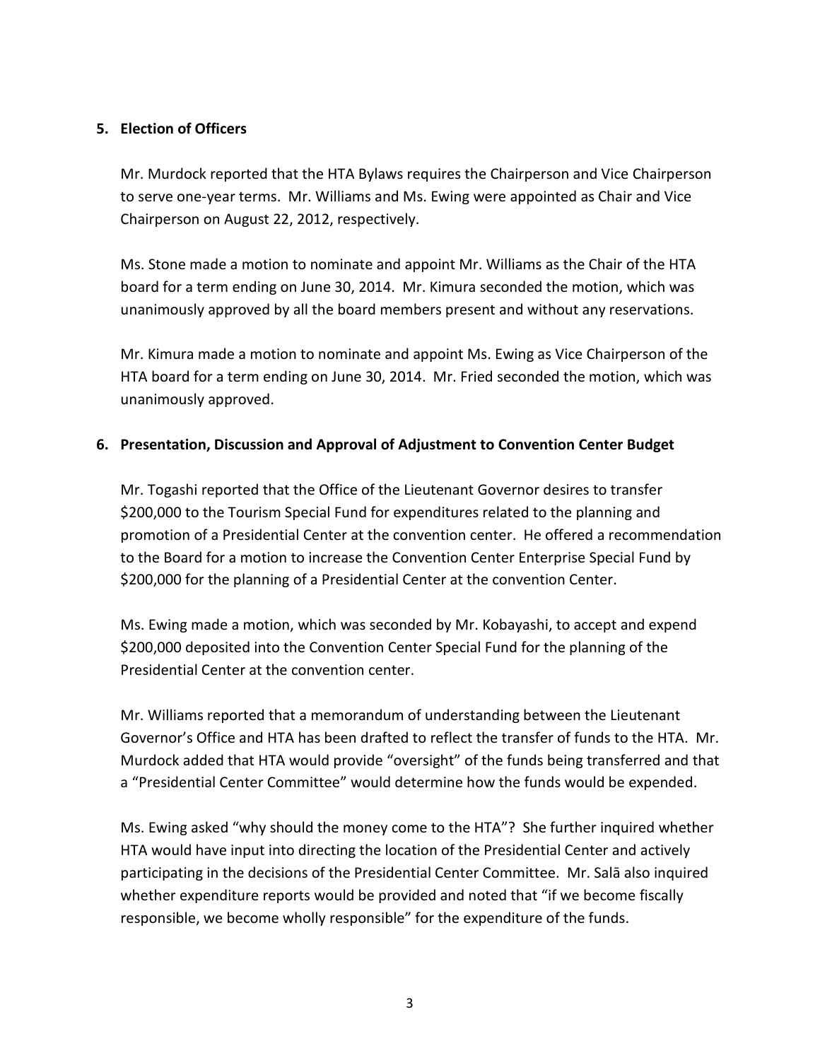**5. Election of Officers**

Mr. Murdock reported that the HTA Bylaws requires the Chairperson and Vice Chairperson to serve one-year terms. Mr. Williams and Ms. Ewing were appointed as Chair and Vice Chairperson on August 22, 2012, respectively.

Ms. Stone made a motion to nominate and appoint Mr. Williams as the Chair of the HTA board for a term ending on June 30, 2014. Mr. Kimura seconded the motion, which was unanimously approved by all the board members present and without any reservations.

Mr. Kimura made a motion to nominate and appoint Ms. Ewing as Vice Chairperson of the HTA board for a term ending on June 30, 2014. Mr. Fried seconded the motion, which was unanimously approved.

**6. Presentation, Discussion and Approval of Adjustment to Convention Center Budget**

Mr. Togashi reported that the Office of the Lieutenant Governor desires to transfer \$200,000 to the Tourism Special Fund for expenditures related to the planning and promotion of a Presidential Center at the convention center. He offered a recommendation to the Board for a motion to increase the Convention Center Enterprise Special Fund by \$200,000 for the planning of a Presidential Center at the convention Center.

Ms. Ewing made a motion, which was seconded by Mr. Kobayashi, to accept and expend \$200,000 deposited into the Convention Center Special Fund for the planning of the Presidential Center at the convention center.

Mr. Williams reported that a memorandum of understanding between the Lieutenant Governor's Office and HTA has been drafted to reflect the transfer of funds to the HTA. Mr. Murdock added that HTA would provide "oversight" of the funds being transferred and that a "Presidential Center Committee" would determine how the funds would be expended.

Ms. Ewing asked "why should the money come to the HTA"? She further inquired whether HTA would have input into directing the location of the Presidential Center and actively participating in the decisions of the Presidential Center Committee. Mr. Salā also inquired whether expenditure reports would be provided and noted that "if we become fiscally responsible, we become wholly responsible" for the expenditure of the funds.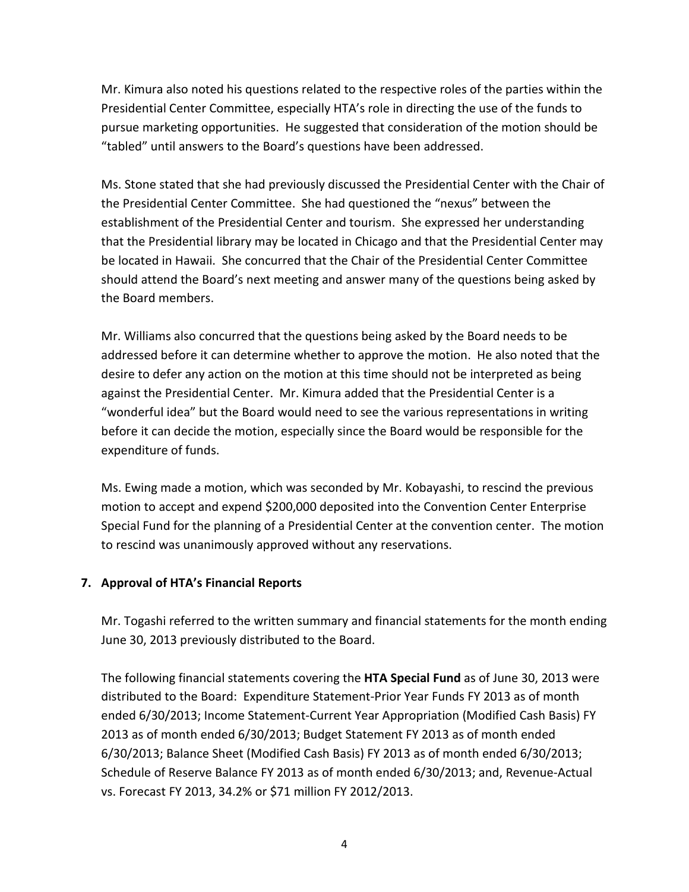Mr. Kimura also noted his questions related to the respective roles of the parties within the Presidential Center Committee, especially HTA's role in directing the use of the funds to pursue marketing opportunities. He suggested that consideration of the motion should be "tabled" until answers to the Board's questions have been addressed.

Ms. Stone stated that she had previously discussed the Presidential Center with the Chair of the Presidential Center Committee. She had questioned the "nexus" between the establishment of the Presidential Center and tourism. She expressed her understanding that the Presidential library may be located in Chicago and that the Presidential Center may be located in Hawaii. She concurred that the Chair of the Presidential Center Committee should attend the Board's next meeting and answer many of the questions being asked by the Board members.

Mr. Williams also concurred that the questions being asked by the Board needs to be addressed before it can determine whether to approve the motion. He also noted that the desire to defer any action on the motion at this time should not be interpreted as being against the Presidential Center. Mr. Kimura added that the Presidential Center is a "wonderful idea" but the Board would need to see the various representations in writing before it can decide the motion, especially since the Board would be responsible for the expenditure of funds.

Ms. Ewing made a motion, which was seconded by Mr. Kobayashi, to rescind the previous motion to accept and expend $200,000 deposited into the Convention Center Enterprise Special Fund for the planning of a Presidential Center at the convention center. The motion to rescind was unanimously approved without any reservations.

**7. Approval of HTA's Financial Reports**

Mr. Togashi referred to the written summary and financial statements for the month ending June 30, 2013 previously distributed to the Board.

The following financial statements covering the **HTA Special Fund** as of June 30, 2013 were distributed to the Board: Expenditure Statement-Prior Year Funds FY 2013 as of month ended 6/30/2013; Income Statement-Current Year Appropriation (Modified Cash Basis) FY 2013 as of month ended 6/30/2013; Budget Statement FY 2013 as of month ended 6/30/2013; Balance Sheet (Modified Cash Basis) FY 2013 as of month ended 6/30/2013; Schedule of Reserve Balance FY 2013 as of month ended 6/30/2013; and, Revenue-Actual vs. Forecast FY 2013, 34.2% or $71 million FY 2012/2013.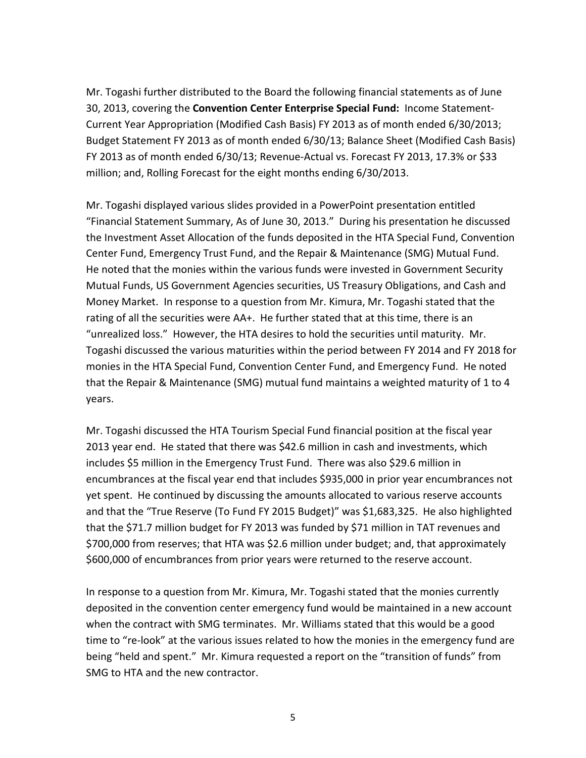Mr. Togashi further distributed to the Board the following financial statements as of June 30, 2013, covering the **Convention Center Enterprise Special Fund:** Income Statement-Current Year Appropriation (Modified Cash Basis) FY 2013 as of month ended 6/30/2013; Budget Statement FY 2013 as of month ended 6/30/13; Balance Sheet (Modified Cash Basis) FY 2013 as of month ended 6/30/13; Revenue-Actual vs. Forecast FY 2013, 17.3% or $33 million; and, Rolling Forecast for the eight months ending 6/30/2013.

Mr. Togashi displayed various slides provided in a PowerPoint presentation entitled "Financial Statement Summary, As of June 30, 2013." During his presentation he discussed the Investment Asset Allocation of the funds deposited in the HTA Special Fund, Convention Center Fund, Emergency Trust Fund, and the Repair & Maintenance (SMG) Mutual Fund. He noted that the monies within the various funds were invested in Government Security Mutual Funds, US Government Agencies securities, US Treasury Obligations, and Cash and Money Market. In response to a question from Mr. Kimura, Mr. Togashi stated that the rating of all the securities were AA+. He further stated that at this time, there is an "unrealized loss." However, the HTA desires to hold the securities until maturity. Mr. Togashi discussed the various maturities within the period between FY 2014 and FY 2018 for monies in the HTA Special Fund, Convention Center Fund, and Emergency Fund. He noted that the Repair & Maintenance (SMG) mutual fund maintains a weighted maturity of 1 to 4 years.

Mr. Togashi discussed the HTA Tourism Special Fund financial position at the fiscal year 2013 year end. He stated that there was $42.6 million in cash and investments, which includes $5 million in the Emergency Trust Fund. There was also $29.6 million in encumbrances at the fiscal year end that includes $935,000 in prior year encumbrances not yet spent. He continued by discussing the amounts allocated to various reserve accounts and that the "True Reserve (To Fund FY 2015 Budget)" was $1,683,325. He also highlighted that the $71.7 million budget for FY 2013 was funded by $71 million in TAT revenues and $700,000 from reserves; that HTA was $2.6 million under budget; and, that approximately $600,000 of encumbrances from prior years were returned to the reserve account.

In response to a question from Mr. Kimura, Mr. Togashi stated that the monies currently deposited in the convention center emergency fund would be maintained in a new account when the contract with SMG terminates. Mr. Williams stated that this would be a good time to "re-look" at the various issues related to how the monies in the emergency fund are being "held and spent." Mr. Kimura requested a report on the "transition of funds" from SMG to HTA and the new contractor.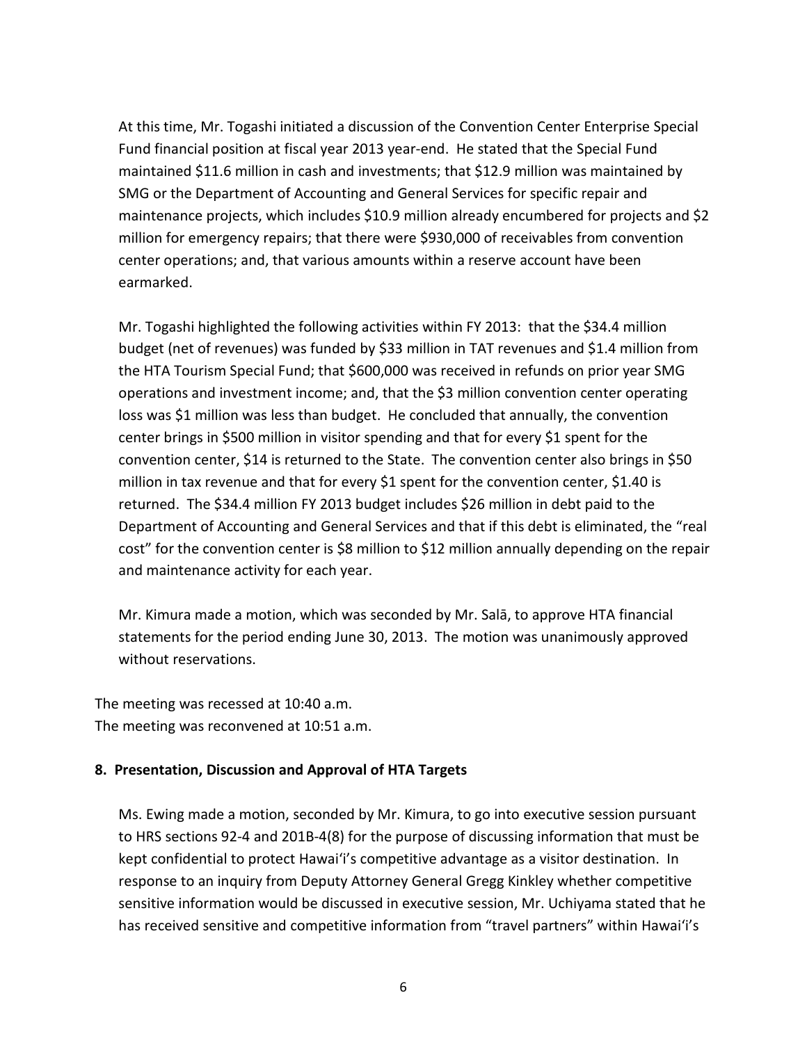At this time, Mr. Togashi initiated a discussion of the Convention Center Enterprise Special Fund financial position at fiscal year 2013 year-end. He stated that the Special Fund maintained $11.6 million in cash and investments; that $12.9 million was maintained by SMG or the Department of Accounting and General Services for specific repair and maintenance projects, which includes $10.9 million already encumbered for projects and $2 million for emergency repairs; that there were $930,000 of receivables from convention center operations; and, that various amounts within a reserve account have been earmarked.

Mr. Togashi highlighted the following activities within FY 2013: that the $34.4 million budget (net of revenues) was funded by $33 million in TAT revenues and $1.4 million from the HTA Tourism Special Fund; that $600,000 was received in refunds on prior year SMG operations and investment income; and, that the $3 million convention center operating loss was $1 million was less than budget. He concluded that annually, the convention center brings in $500 million in visitor spending and that for every $1 spent for the convention center, $14 is returned to the State. The convention center also brings in $50 million in tax revenue and that for every $1 spent for the convention center, $1.40 is returned. The $34.4 million FY 2013 budget includes $26 million in debt paid to the Department of Accounting and General Services and that if this debt is eliminated, the "real cost" for the convention center is $8 million to $12 million annually depending on the repair and maintenance activity for each year.

Mr. Kimura made a motion, which was seconded by Mr. Salā, to approve HTA financial statements for the period ending June 30, 2013. The motion was unanimously approved without reservations.

The meeting was recessed at 10:40 a.m.
The meeting was reconvened at 10:51 a.m.

**8. Presentation, Discussion and Approval of HTA Targets**

Ms. Ewing made a motion, seconded by Mr. Kimura, to go into executive session pursuant to HRS sections 92-4 and 201B-4(8) for the purpose of discussing information that must be kept confidential to protect Hawai'i's competitive advantage as a visitor destination. In response to an inquiry from Deputy Attorney General Gregg Kinkley whether competitive sensitive information would be discussed in executive session, Mr. Uchiyama stated that he has received sensitive and competitive information from "travel partners" within Hawai'i's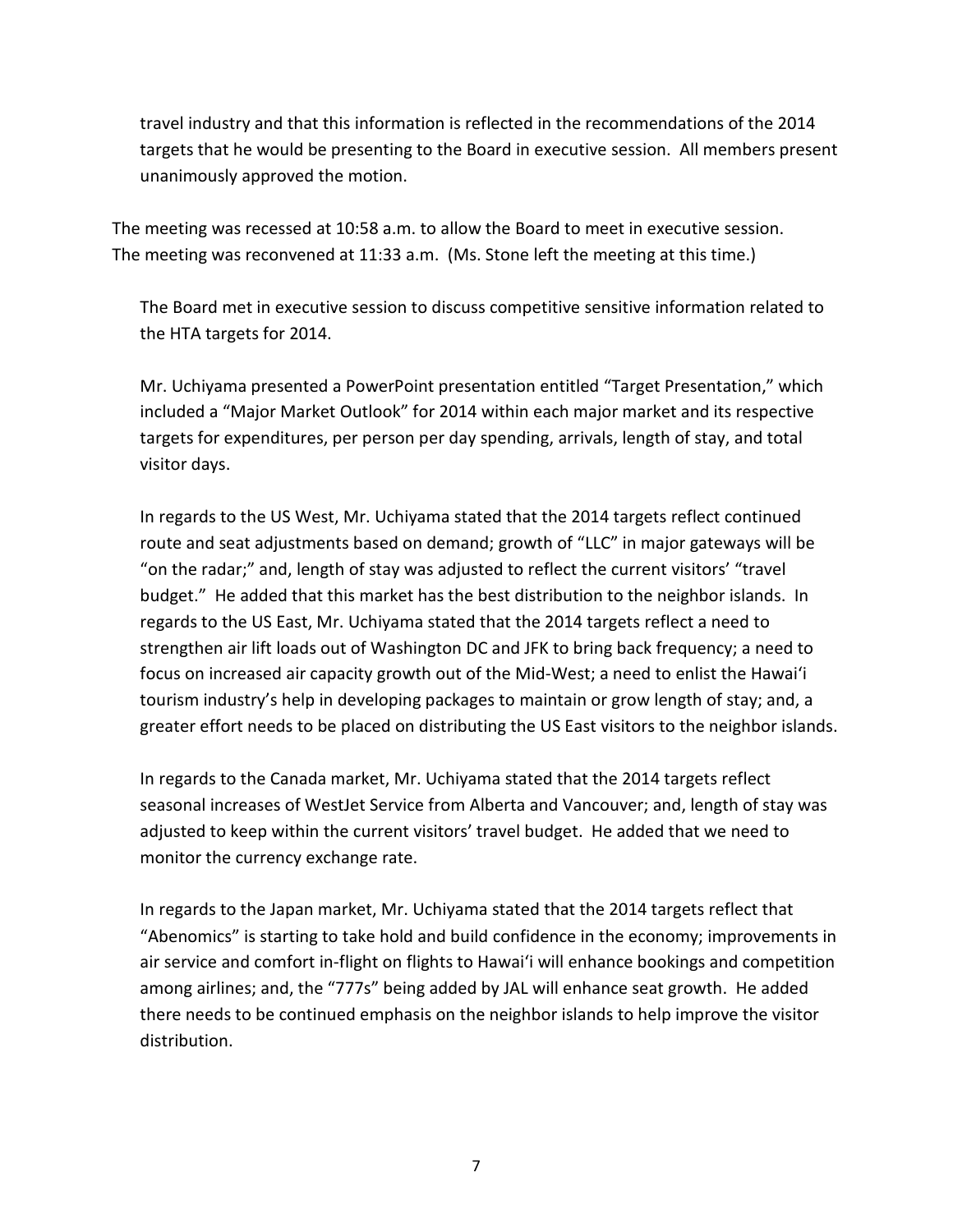travel industry and that this information is reflected in the recommendations of the 2014 targets that he would be presenting to the Board in executive session. All members present unanimously approved the motion.

The meeting was recessed at 10:58 a.m. to allow the Board to meet in executive session. The meeting was reconvened at 11:33 a.m. (Ms. Stone left the meeting at this time.)

The Board met in executive session to discuss competitive sensitive information related to the HTA targets for 2014.

Mr. Uchiyama presented a PowerPoint presentation entitled "Target Presentation," which included a "Major Market Outlook" for 2014 within each major market and its respective targets for expenditures, per person per day spending, arrivals, length of stay, and total visitor days.

In regards to the US West, Mr. Uchiyama stated that the 2014 targets reflect continued route and seat adjustments based on demand; growth of "LLC" in major gateways will be "on the radar;" and, length of stay was adjusted to reflect the current visitors' "travel budget." He added that this market has the best distribution to the neighbor islands. In regards to the US East, Mr. Uchiyama stated that the 2014 targets reflect a need to strengthen air lift loads out of Washington DC and JFK to bring back frequency; a need to focus on increased air capacity growth out of the Mid-West; a need to enlist the Hawai'i tourism industry's help in developing packages to maintain or grow length of stay; and, a greater effort needs to be placed on distributing the US East visitors to the neighbor islands.

In regards to the Canada market, Mr. Uchiyama stated that the 2014 targets reflect seasonal increases of WestJet Service from Alberta and Vancouver; and, length of stay was adjusted to keep within the current visitors' travel budget. He added that we need to monitor the currency exchange rate.

In regards to the Japan market, Mr. Uchiyama stated that the 2014 targets reflect that "Abenomics" is starting to take hold and build confidence in the economy; improvements in air service and comfort in-flight on flights to Hawai'i will enhance bookings and competition among airlines; and, the "777s" being added by JAL will enhance seat growth. He added there needs to be continued emphasis on the neighbor islands to help improve the visitor distribution.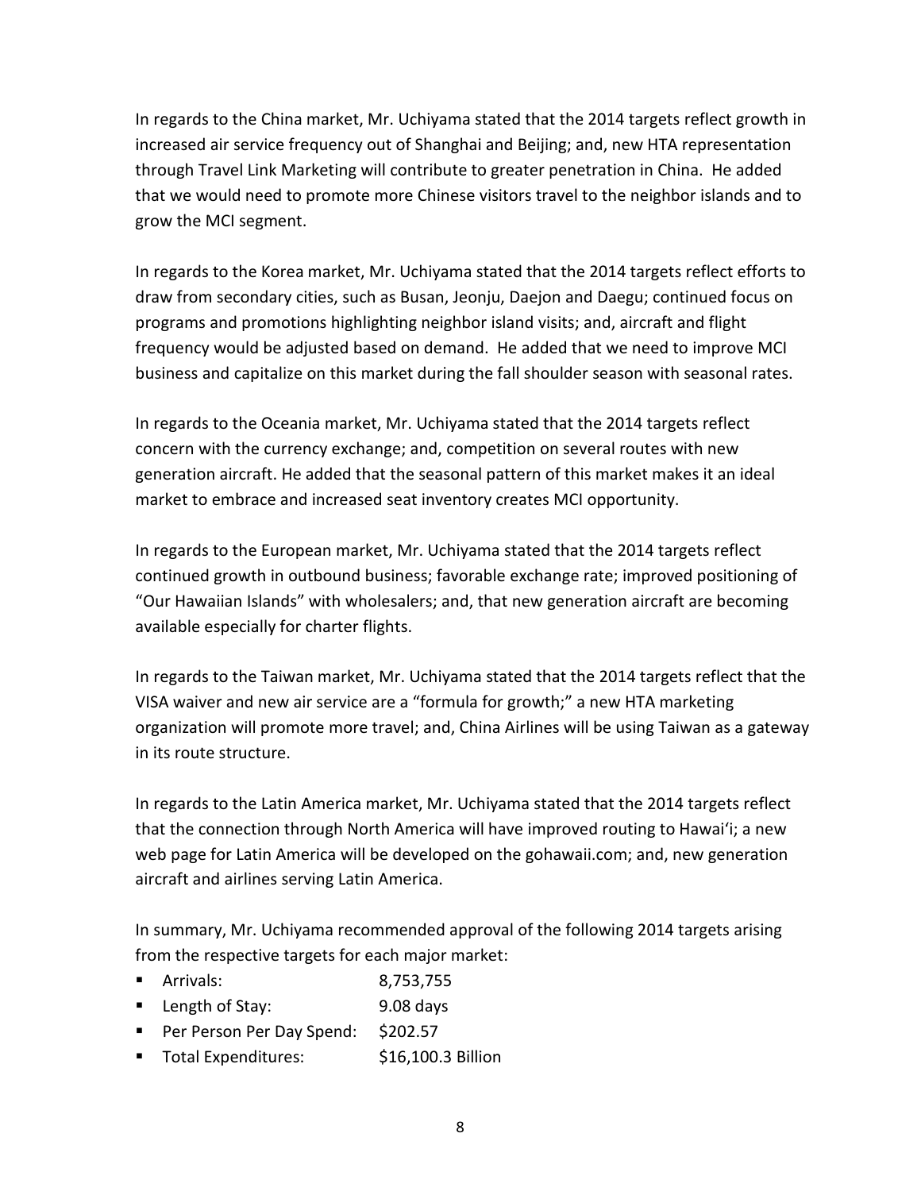In regards to the China market, Mr. Uchiyama stated that the 2014 targets reflect growth in increased air service frequency out of Shanghai and Beijing; and, new HTA representation through Travel Link Marketing will contribute to greater penetration in China. He added that we would need to promote more Chinese visitors travel to the neighbor islands and to grow the MCI segment.

In regards to the Korea market, Mr. Uchiyama stated that the 2014 targets reflect efforts to draw from secondary cities, such as Busan, Jeonju, Daejon and Daegu; continued focus on programs and promotions highlighting neighbor island visits; and, aircraft and flight frequency would be adjusted based on demand. He added that we need to improve MCI business and capitalize on this market during the fall shoulder season with seasonal rates.

In regards to the Oceania market, Mr. Uchiyama stated that the 2014 targets reflect concern with the currency exchange; and, competition on several routes with new generation aircraft. He added that the seasonal pattern of this market makes it an ideal market to embrace and increased seat inventory creates MCI opportunity.

In regards to the European market, Mr. Uchiyama stated that the 2014 targets reflect continued growth in outbound business; favorable exchange rate; improved positioning of "Our Hawaiian Islands" with wholesalers; and, that new generation aircraft are becoming available especially for charter flights.

In regards to the Taiwan market, Mr. Uchiyama stated that the 2014 targets reflect that the VISA waiver and new air service are a "formula for growth;" a new HTA marketing organization will promote more travel; and, China Airlines will be using Taiwan as a gateway in its route structure.

In regards to the Latin America market, Mr. Uchiyama stated that the 2014 targets reflect that the connection through North America will have improved routing to Hawai'i; a new web page for Latin America will be developed on the gohawaii.com; and, new generation aircraft and airlines serving Latin America.

In summary, Mr. Uchiyama recommended approval of the following 2014 targets arising from the respective targets for each major market:

- Arrivals: 8,753,755
- Length of Stay: 9.08 days
- Per Person Per Day Spend: $202.57
- Total Expenditures: $16,100.3 Billion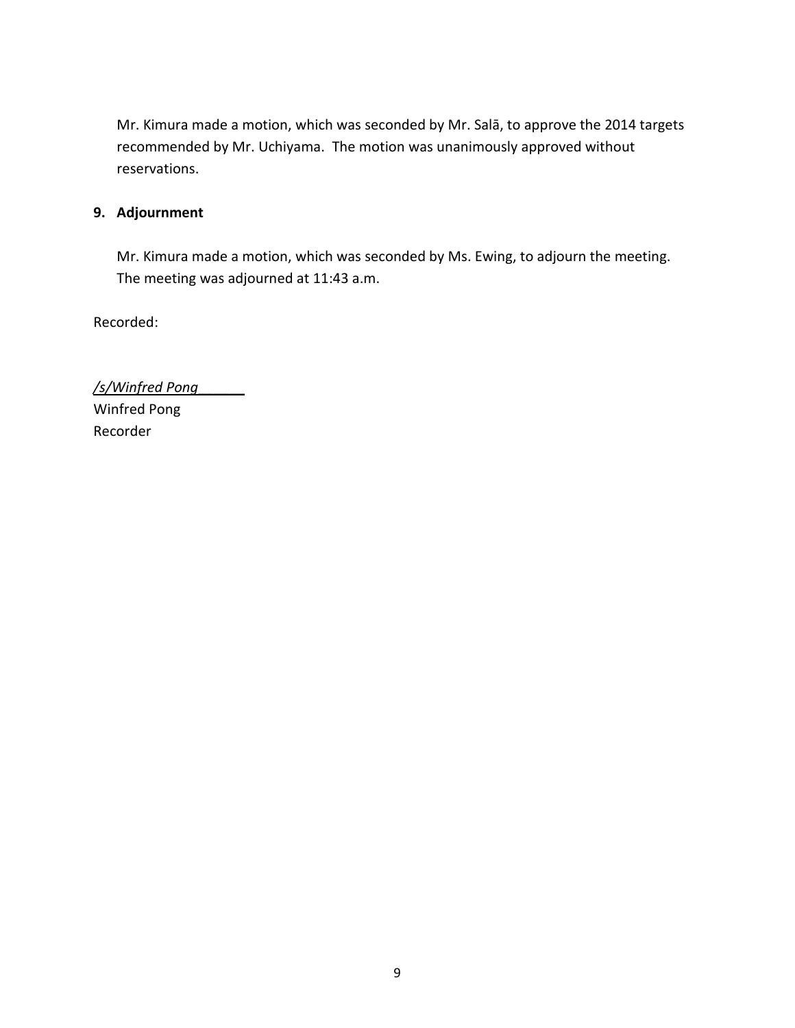Mr. Kimura made a motion, which was seconded by Mr. Salā, to approve the 2014 targets recommended by Mr. Uchiyama. The motion was unanimously approved without reservations.

**9. Adjournment**

Mr. Kimura made a motion, which was seconded by Ms. Ewing, to adjourn the meeting. The meeting was adjourned at 11:43 a.m.

Recorded:

*/s/Winfred Pong*______
Winfred Pong
Recorder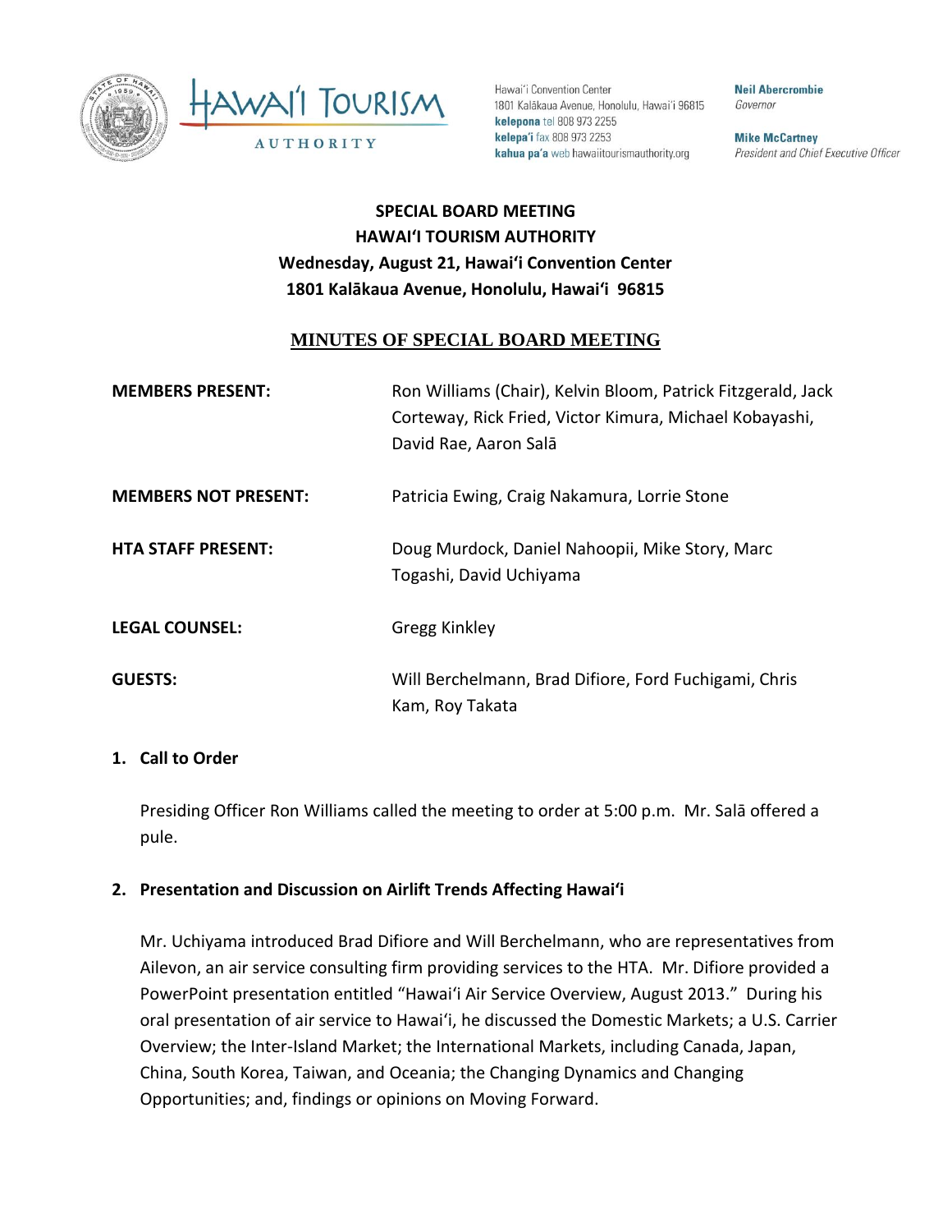Hawai'i Convention Center
1801 Kalākaua Avenue, Honolulu, Hawai'i 96815
**kelepona** tel 808 973 2255
**kelepa'i** fax 808 973 2253
**kahua pa'a** web hawaiitourismauthority.org

**Neil Abercrombie**
*Governor*

**Mike McCartney**
*President and Chief Executive Officer*

**SPECIAL BOARD MEETING**
**HAWAI'I TOURISM AUTHORITY**
**Wednesday, August 21, Hawai'i Convention Center**
**1801 Kalākaua Avenue, Honolulu, Hawai'i 96815**

# MINUTES OF SPECIAL BOARD MEETING

**MEMBERS PRESENT:** Ron Williams (Chair), Kelvin Bloom, Patrick Fitzgerald, Jack Corteway, Rick Fried, Victor Kimura, Michael Kobayashi, David Rae, Aaron Salā

**MEMBERS NOT PRESENT:** Patricia Ewing, Craig Nakamura, Lorrie Stone

**HTA STAFF PRESENT:** Doug Murdock, Daniel Nahoopii, Mike Story, Marc Togashi, David Uchiyama

**LEGAL COUNSEL:** Gregg Kinkley

**GUESTS:** Will Berchelmann, Brad Difiore, Ford Fuchigami, Chris Kam, Roy Takata

## 1. Call to Order

Presiding Officer Ron Williams called the meeting to order at 5:00 p.m. Mr. Salā offered a pule.

## 2. Presentation and Discussion on Airlift Trends Affecting Hawai'i

Mr. Uchiyama introduced Brad Difiore and Will Berchelmann, who are representatives from Ailevon, an air service consulting firm providing services to the HTA. Mr. Difiore provided a PowerPoint presentation entitled "Hawai'i Air Service Overview, August 2013." During his oral presentation of air service to Hawai'i, he discussed the Domestic Markets; a U.S. Carrier Overview; the Inter-Island Market; the International Markets, including Canada, Japan, China, South Korea, Taiwan, and Oceania; the Changing Dynamics and Changing Opportunities; and, findings or opinions on Moving Forward.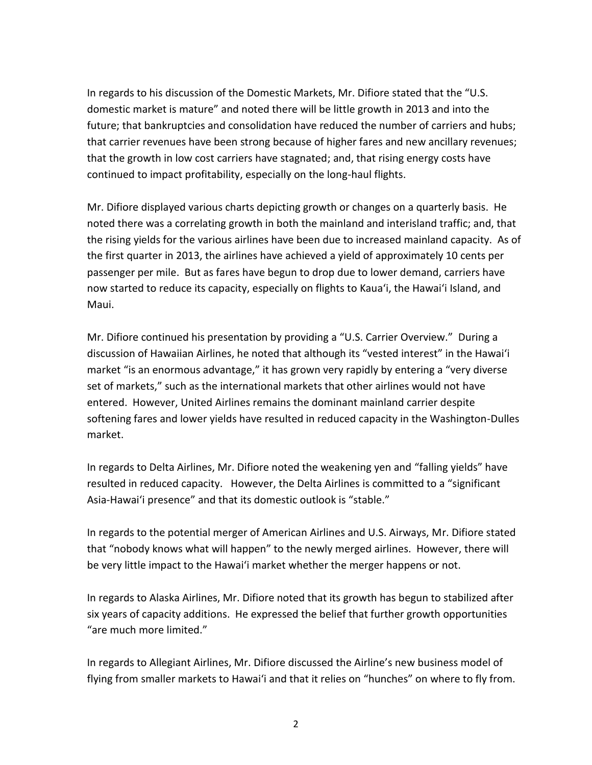In regards to his discussion of the Domestic Markets, Mr. Difiore stated that the "U.S. domestic market is mature" and noted there will be little growth in 2013 and into the future; that bankruptcies and consolidation have reduced the number of carriers and hubs; that carrier revenues have been strong because of higher fares and new ancillary revenues; that the growth in low cost carriers have stagnated; and, that rising energy costs have continued to impact profitability, especially on the long-haul flights.

Mr. Difiore displayed various charts depicting growth or changes on a quarterly basis. He noted there was a correlating growth in both the mainland and interisland traffic; and, that the rising yields for the various airlines have been due to increased mainland capacity. As of the first quarter in 2013, the airlines have achieved a yield of approximately 10 cents per passenger per mile. But as fares have begun to drop due to lower demand, carriers have now started to reduce its capacity, especially on flights to Kaua'i, the Hawai'i Island, and Maui.

Mr. Difiore continued his presentation by providing a "U.S. Carrier Overview." During a discussion of Hawaiian Airlines, he noted that although its "vested interest" in the Hawai'i market "is an enormous advantage," it has grown very rapidly by entering a "very diverse set of markets," such as the international markets that other airlines would not have entered. However, United Airlines remains the dominant mainland carrier despite softening fares and lower yields have resulted in reduced capacity in the Washington-Dulles market.

In regards to Delta Airlines, Mr. Difiore noted the weakening yen and "falling yields" have resulted in reduced capacity. However, the Delta Airlines is committed to a "significant Asia-Hawai'i presence" and that its domestic outlook is "stable."

In regards to the potential merger of American Airlines and U.S. Airways, Mr. Difiore stated that "nobody knows what will happen" to the newly merged airlines. However, there will be very little impact to the Hawai'i market whether the merger happens or not.

In regards to Alaska Airlines, Mr. Difiore noted that its growth has begun to stabilized after six years of capacity additions. He expressed the belief that further growth opportunities "are much more limited."

In regards to Allegiant Airlines, Mr. Difiore discussed the Airline's new business model of flying from smaller markets to Hawai'i and that it relies on "hunches" on where to fly from.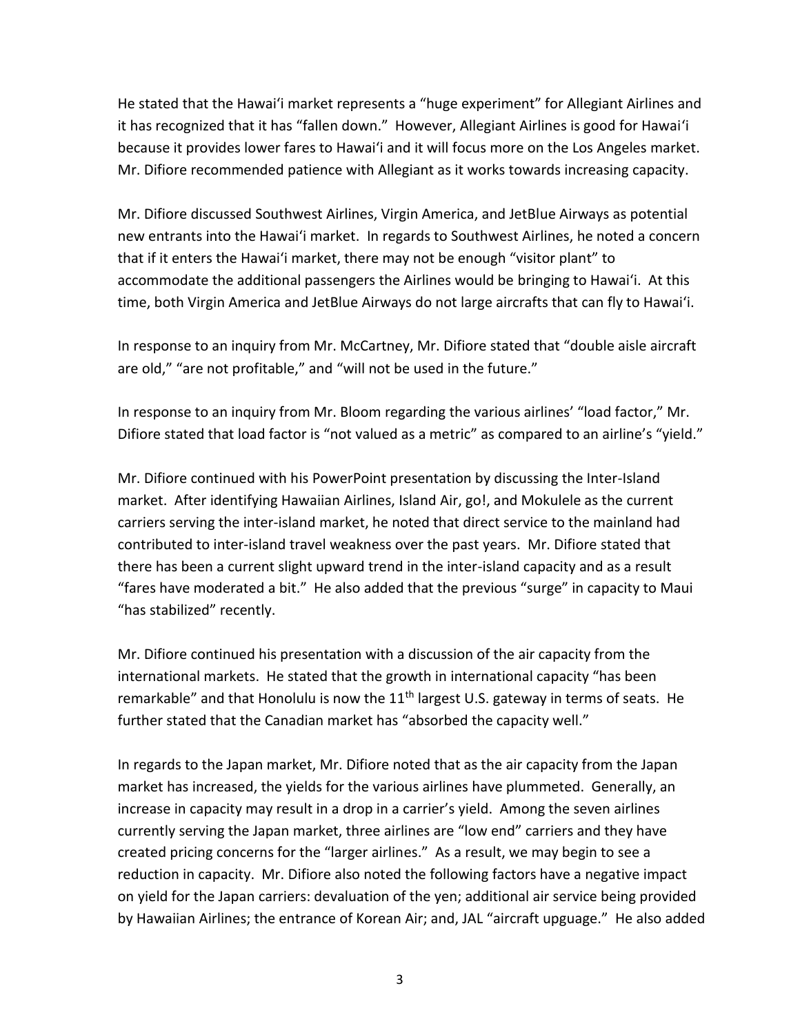He stated that the Hawai'i market represents a "huge experiment" for Allegiant Airlines and it has recognized that it has "fallen down." However, Allegiant Airlines is good for Hawai'i because it provides lower fares to Hawai'i and it will focus more on the Los Angeles market. Mr. Difiore recommended patience with Allegiant as it works towards increasing capacity.

Mr. Difiore discussed Southwest Airlines, Virgin America, and JetBlue Airways as potential new entrants into the Hawai'i market. In regards to Southwest Airlines, he noted a concern that if it enters the Hawai'i market, there may not be enough "visitor plant" to accommodate the additional passengers the Airlines would be bringing to Hawai'i. At this time, both Virgin America and JetBlue Airways do not large aircrafts that can fly to Hawai'i.

In response to an inquiry from Mr. McCartney, Mr. Difiore stated that "double aisle aircraft are old," "are not profitable," and "will not be used in the future."

In response to an inquiry from Mr. Bloom regarding the various airlines' "load factor," Mr. Difiore stated that load factor is "not valued as a metric" as compared to an airline's "yield."

Mr. Difiore continued with his PowerPoint presentation by discussing the Inter-Island market. After identifying Hawaiian Airlines, Island Air, go!, and Mokulele as the current carriers serving the inter-island market, he noted that direct service to the mainland had contributed to inter-island travel weakness over the past years. Mr. Difiore stated that there has been a current slight upward trend in the inter-island capacity and as a result "fares have moderated a bit." He also added that the previous "surge" in capacity to Maui "has stabilized" recently.

Mr. Difiore continued his presentation with a discussion of the air capacity from the international markets. He stated that the growth in international capacity "has been remarkable" and that Honolulu is now the 11th largest U.S. gateway in terms of seats. He further stated that the Canadian market has "absorbed the capacity well."

In regards to the Japan market, Mr. Difiore noted that as the air capacity from the Japan market has increased, the yields for the various airlines have plummeted. Generally, an increase in capacity may result in a drop in a carrier's yield. Among the seven airlines currently serving the Japan market, three airlines are "low end" carriers and they have created pricing concerns for the "larger airlines." As a result, we may begin to see a reduction in capacity. Mr. Difiore also noted the following factors have a negative impact on yield for the Japan carriers: devaluation of the yen; additional air service being provided by Hawaiian Airlines; the entrance of Korean Air; and, JAL "aircraft upguage." He also added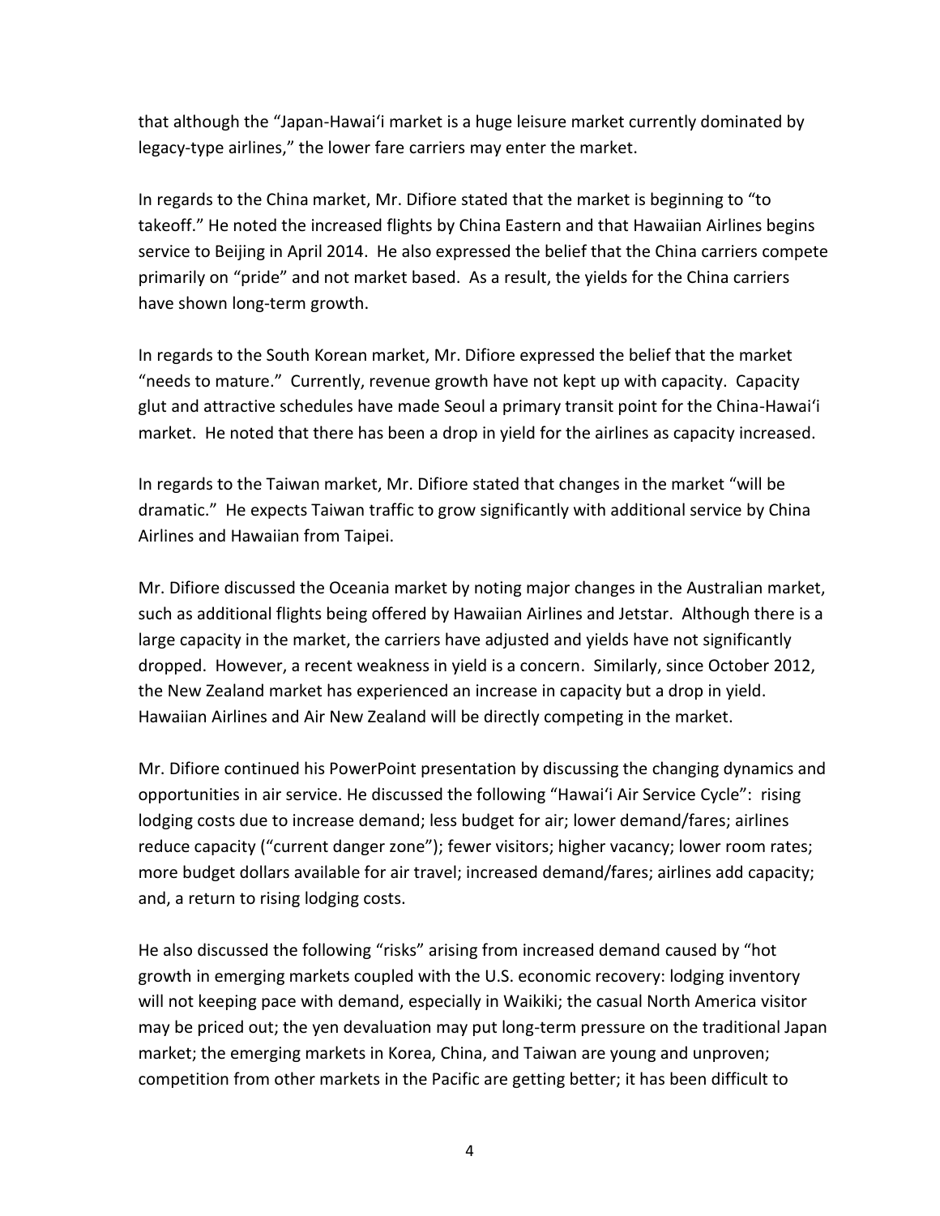that although the "Japan-Hawaiʻi market is a huge leisure market currently dominated by legacy-type airlines," the lower fare carriers may enter the market.

In regards to the China market, Mr. Difiore stated that the market is beginning to "to takeoff." He noted the increased flights by China Eastern and that Hawaiian Airlines begins service to Beijing in April 2014. He also expressed the belief that the China carriers compete primarily on "pride" and not market based. As a result, the yields for the China carriers have shown long-term growth.

In regards to the South Korean market, Mr. Difiore expressed the belief that the market "needs to mature." Currently, revenue growth have not kept up with capacity. Capacity glut and attractive schedules have made Seoul a primary transit point for the China-Hawaiʻi market. He noted that there has been a drop in yield for the airlines as capacity increased.

In regards to the Taiwan market, Mr. Difiore stated that changes in the market "will be dramatic." He expects Taiwan traffic to grow significantly with additional service by China Airlines and Hawaiian from Taipei.

Mr. Difiore discussed the Oceania market by noting major changes in the Australian market, such as additional flights being offered by Hawaiian Airlines and Jetstar. Although there is a large capacity in the market, the carriers have adjusted and yields have not significantly dropped. However, a recent weakness in yield is a concern. Similarly, since October 2012, the New Zealand market has experienced an increase in capacity but a drop in yield. Hawaiian Airlines and Air New Zealand will be directly competing in the market.

Mr. Difiore continued his PowerPoint presentation by discussing the changing dynamics and opportunities in air service. He discussed the following "Hawaiʻi Air Service Cycle": rising lodging costs due to increase demand; less budget for air; lower demand/fares; airlines reduce capacity ("current danger zone"); fewer visitors; higher vacancy; lower room rates; more budget dollars available for air travel; increased demand/fares; airlines add capacity; and, a return to rising lodging costs.

He also discussed the following "risks" arising from increased demand caused by "hot growth in emerging markets coupled with the U.S. economic recovery: lodging inventory will not keeping pace with demand, especially in Waikiki; the casual North America visitor may be priced out; the yen devaluation may put long-term pressure on the traditional Japan market; the emerging markets in Korea, China, and Taiwan are young and unproven; competition from other markets in the Pacific are getting better; it has been difficult to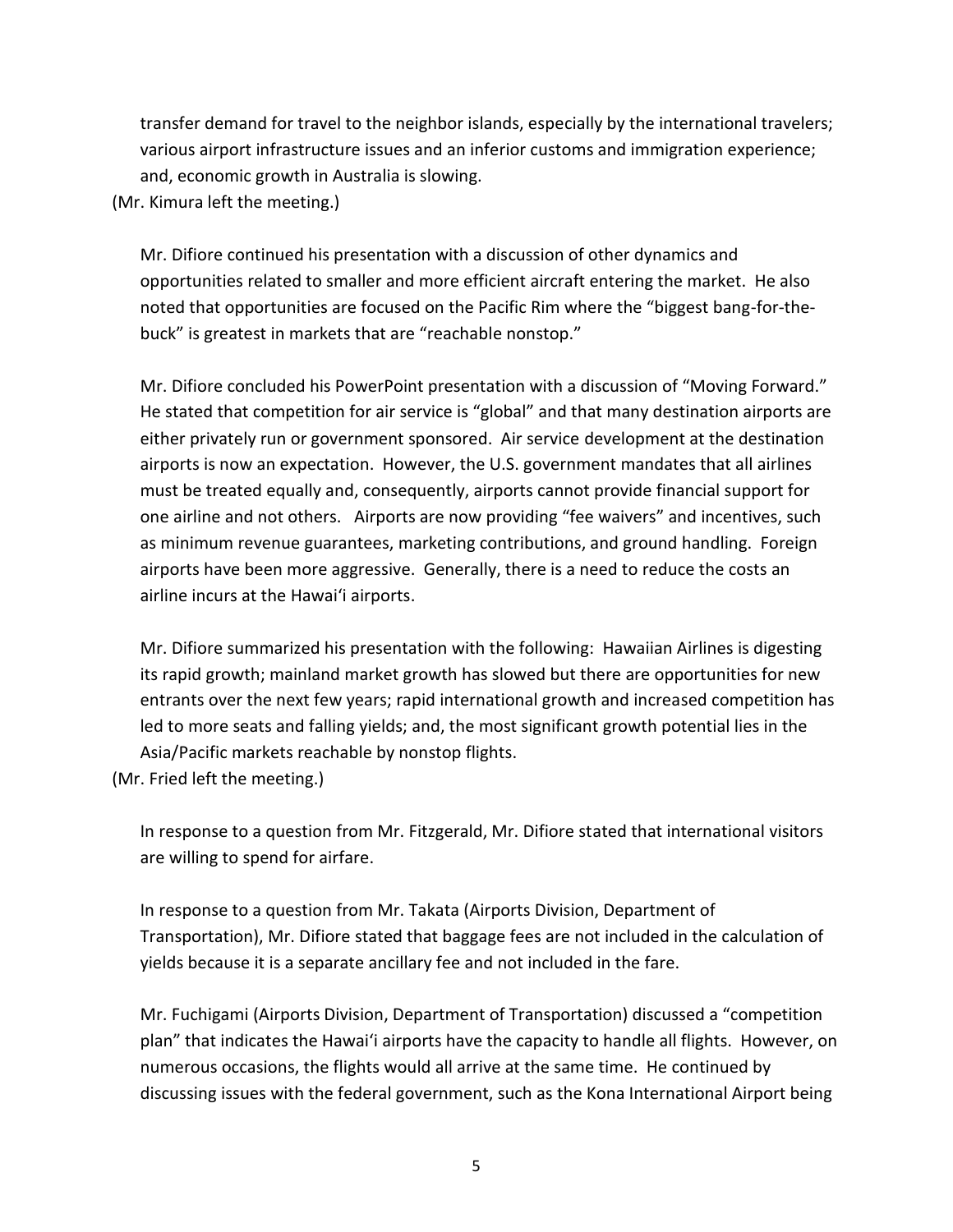transfer demand for travel to the neighbor islands, especially by the international travelers; various airport infrastructure issues and an inferior customs and immigration experience; and, economic growth in Australia is slowing.

(Mr. Kimura left the meeting.)

Mr. Difiore continued his presentation with a discussion of other dynamics and opportunities related to smaller and more efficient aircraft entering the market. He also noted that opportunities are focused on the Pacific Rim where the "biggest bang-for-the-buck" is greatest in markets that are "reachable nonstop."

Mr. Difiore concluded his PowerPoint presentation with a discussion of "Moving Forward." He stated that competition for air service is "global" and that many destination airports are either privately run or government sponsored. Air service development at the destination airports is now an expectation. However, the U.S. government mandates that all airlines must be treated equally and, consequently, airports cannot provide financial support for one airline and not others. Airports are now providing "fee waivers" and incentives, such as minimum revenue guarantees, marketing contributions, and ground handling. Foreign airports have been more aggressive. Generally, there is a need to reduce the costs an airline incurs at the Hawai'i airports.

Mr. Difiore summarized his presentation with the following: Hawaiian Airlines is digesting its rapid growth; mainland market growth has slowed but there are opportunities for new entrants over the next few years; rapid international growth and increased competition has led to more seats and falling yields; and, the most significant growth potential lies in the Asia/Pacific markets reachable by nonstop flights.

(Mr. Fried left the meeting.)

In response to a question from Mr. Fitzgerald, Mr. Difiore stated that international visitors are willing to spend for airfare.

In response to a question from Mr. Takata (Airports Division, Department of Transportation), Mr. Difiore stated that baggage fees are not included in the calculation of yields because it is a separate ancillary fee and not included in the fare.

Mr. Fuchigami (Airports Division, Department of Transportation) discussed a "competition plan" that indicates the Hawai'i airports have the capacity to handle all flights. However, on numerous occasions, the flights would all arrive at the same time. He continued by discussing issues with the federal government, such as the Kona International Airport being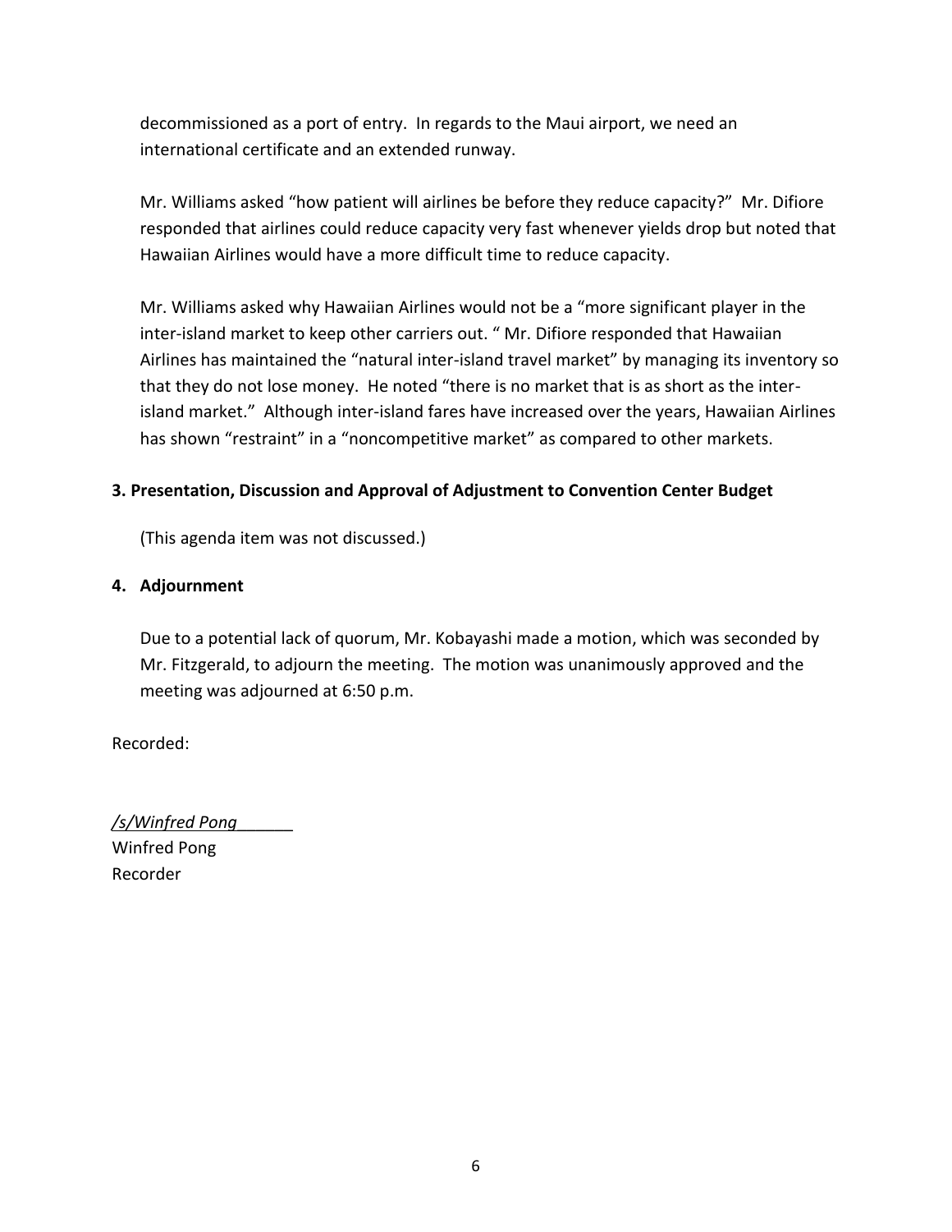decommissioned as a port of entry. In regards to the Maui airport, we need an international certificate and an extended runway.

Mr. Williams asked "how patient will airlines be before they reduce capacity?" Mr. Difiore responded that airlines could reduce capacity very fast whenever yields drop but noted that Hawaiian Airlines would have a more difficult time to reduce capacity.

Mr. Williams asked why Hawaiian Airlines would not be a "more significant player in the inter-island market to keep other carriers out. " Mr. Difiore responded that Hawaiian Airlines has maintained the "natural inter-island travel market" by managing its inventory so that they do not lose money. He noted "there is no market that is as short as the inter-island market." Although inter-island fares have increased over the years, Hawaiian Airlines has shown "restraint" in a "noncompetitive market" as compared to other markets.

**3. Presentation, Discussion and Approval of Adjustment to Convention Center Budget**

(This agenda item was not discussed.)

**4. Adjournment**

Due to a potential lack of quorum, Mr. Kobayashi made a motion, which was seconded by Mr. Fitzgerald, to adjourn the meeting. The motion was unanimously approved and the meeting was adjourned at 6:50 p.m.

Recorded:

*/s/Winfred Pong*
Winfred Pong
Recorder